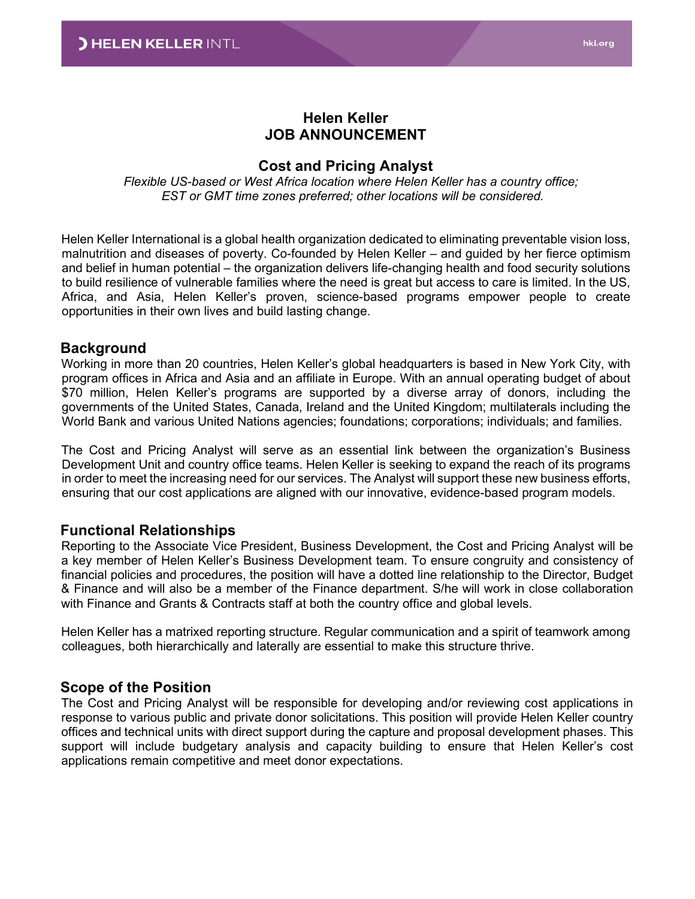# Helen Keller
# JOB ANNOUNCEMENT

## Cost and Pricing Analyst

*Flexible US-based or West Africa location where Helen Keller has a country office; EST or GMT time zones preferred; other locations will be considered.*

Helen Keller International is a global health organization dedicated to eliminating preventable vision loss, malnutrition and diseases of poverty. Co-founded by Helen Keller – and guided by her fierce optimism and belief in human potential – the organization delivers life-changing health and food security solutions to build resilience of vulnerable families where the need is great but access to care is limited. In the US, Africa, and Asia, Helen Keller's proven, science-based programs empower people to create opportunities in their own lives and build lasting change.

## Background

Working in more than 20 countries, Helen Keller's global headquarters is based in New York City, with program offices in Africa and Asia and an affiliate in Europe. With an annual operating budget of about $70 million, Helen Keller's programs are supported by a diverse array of donors, including the governments of the United States, Canada, Ireland and the United Kingdom; multilaterals including the World Bank and various United Nations agencies; foundations; corporations; individuals; and families.

The Cost and Pricing Analyst will serve as an essential link between the organization's Business Development Unit and country office teams. Helen Keller is seeking to expand the reach of its programs in order to meet the increasing need for our services. The Analyst will support these new business efforts, ensuring that our cost applications are aligned with our innovative, evidence-based program models.

## Functional Relationships

Reporting to the Associate Vice President, Business Development, the Cost and Pricing Analyst will be a key member of Helen Keller's Business Development team. To ensure congruity and consistency of financial policies and procedures, the position will have a dotted line relationship to the Director, Budget & Finance and will also be a member of the Finance department. S/he will work in close collaboration with Finance and Grants & Contracts staff at both the country office and global levels.

Helen Keller has a matrixed reporting structure. Regular communication and a spirit of teamwork among colleagues, both hierarchically and laterally are essential to make this structure thrive.

## Scope of the Position

The Cost and Pricing Analyst will be responsible for developing and/or reviewing cost applications in response to various public and private donor solicitations. This position will provide Helen Keller country offices and technical units with direct support during the capture and proposal development phases. This support will include budgetary analysis and capacity building to ensure that Helen Keller's cost applications remain competitive and meet donor expectations.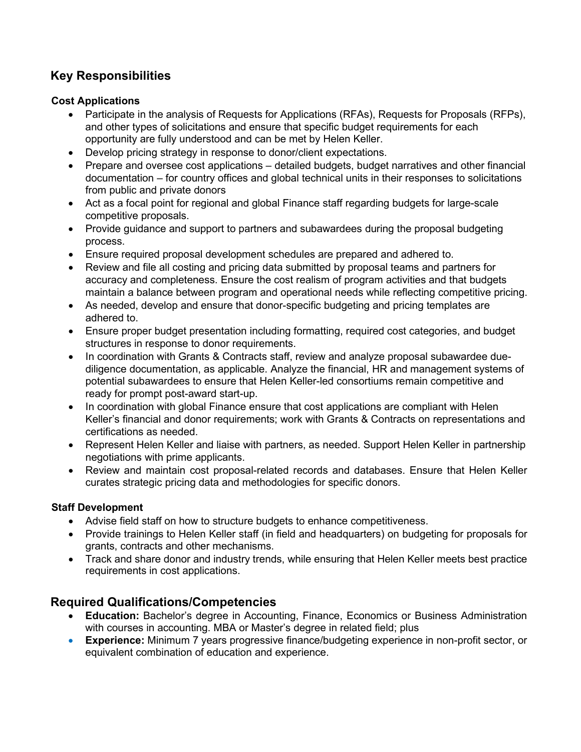## Key Responsibilities

### Cost Applications

- Participate in the analysis of Requests for Applications (RFAs), Requests for Proposals (RFPs), and other types of solicitations and ensure that specific budget requirements for each opportunity are fully understood and can be met by Helen Keller.
- Develop pricing strategy in response to donor/client expectations.
- Prepare and oversee cost applications – detailed budgets, budget narratives and other financial documentation – for country offices and global technical units in their responses to solicitations from public and private donors
- Act as a focal point for regional and global Finance staff regarding budgets for large-scale competitive proposals.
- Provide guidance and support to partners and subawardees during the proposal budgeting process.
- Ensure required proposal development schedules are prepared and adhered to.
- Review and file all costing and pricing data submitted by proposal teams and partners for accuracy and completeness. Ensure the cost realism of program activities and that budgets maintain a balance between program and operational needs while reflecting competitive pricing.
- As needed, develop and ensure that donor-specific budgeting and pricing templates are adhered to.
- Ensure proper budget presentation including formatting, required cost categories, and budget structures in response to donor requirements.
- In coordination with Grants & Contracts staff, review and analyze proposal subawardee due-diligence documentation, as applicable. Analyze the financial, HR and management systems of potential subawardees to ensure that Helen Keller-led consortiums remain competitive and ready for prompt post-award start-up.
- In coordination with global Finance ensure that cost applications are compliant with Helen Keller's financial and donor requirements; work with Grants & Contracts on representations and certifications as needed.
- Represent Helen Keller and liaise with partners, as needed. Support Helen Keller in partnership negotiations with prime applicants.
- Review and maintain cost proposal-related records and databases. Ensure that Helen Keller curates strategic pricing data and methodologies for specific donors.

### Staff Development

- Advise field staff on how to structure budgets to enhance competitiveness.
- Provide trainings to Helen Keller staff (in field and headquarters) on budgeting for proposals for grants, contracts and other mechanisms.
- Track and share donor and industry trends, while ensuring that Helen Keller meets best practice requirements in cost applications.

## Required Qualifications/Competencies

- **Education:** Bachelor's degree in Accounting, Finance, Economics or Business Administration with courses in accounting. MBA or Master's degree in related field; plus
- **Experience:** Minimum 7 years progressive finance/budgeting experience in non-profit sector, or equivalent combination of education and experience.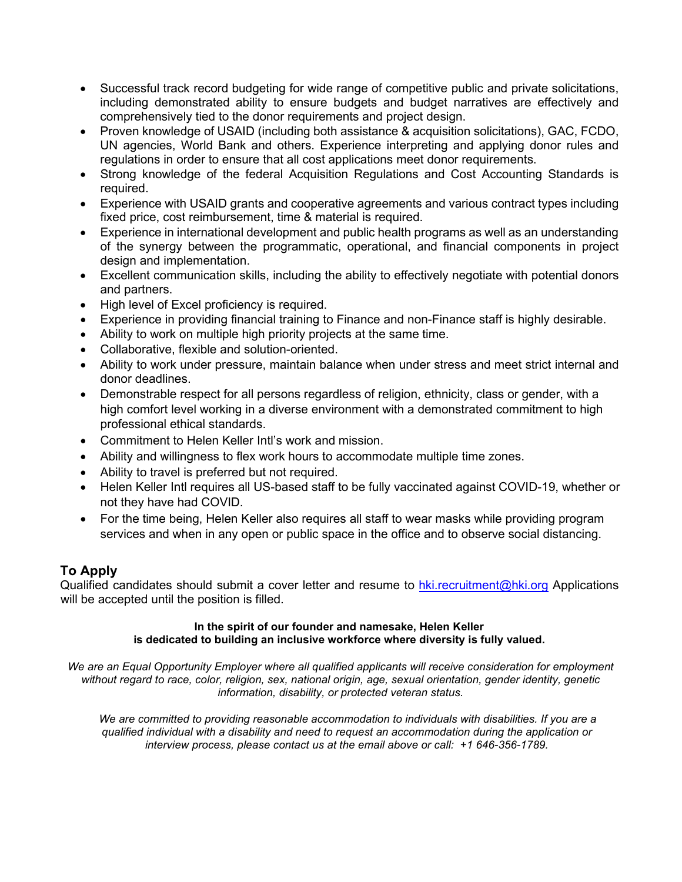- Successful track record budgeting for wide range of competitive public and private solicitations, including demonstrated ability to ensure budgets and budget narratives are effectively and comprehensively tied to the donor requirements and project design.
- Proven knowledge of USAID (including both assistance & acquisition solicitations), GAC, FCDO, UN agencies, World Bank and others. Experience interpreting and applying donor rules and regulations in order to ensure that all cost applications meet donor requirements.
- Strong knowledge of the federal Acquisition Regulations and Cost Accounting Standards is required.
- Experience with USAID grants and cooperative agreements and various contract types including fixed price, cost reimbursement, time & material is required.
- Experience in international development and public health programs as well as an understanding of the synergy between the programmatic, operational, and financial components in project design and implementation.
- Excellent communication skills, including the ability to effectively negotiate with potential donors and partners.
- High level of Excel proficiency is required.
- Experience in providing financial training to Finance and non-Finance staff is highly desirable.
- Ability to work on multiple high priority projects at the same time.
- Collaborative, flexible and solution-oriented.
- Ability to work under pressure, maintain balance when under stress and meet strict internal and donor deadlines.
- Demonstrable respect for all persons regardless of religion, ethnicity, class or gender, with a high comfort level working in a diverse environment with a demonstrated commitment to high professional ethical standards.
- Commitment to Helen Keller Intl's work and mission.
- Ability and willingness to flex work hours to accommodate multiple time zones.
- Ability to travel is preferred but not required.
- Helen Keller Intl requires all US-based staff to be fully vaccinated against COVID-19, whether or not they have had COVID.
- For the time being, Helen Keller also requires all staff to wear masks while providing program services and when in any open or public space in the office and to observe social distancing.

## To Apply

Qualified candidates should submit a cover letter and resume to hki.recruitment@hki.org Applications will be accepted until the position is filled.

**In the spirit of our founder and namesake, Helen Keller is dedicated to building an inclusive workforce where diversity is fully valued.**

*We are an Equal Opportunity Employer where all qualified applicants will receive consideration for employment without regard to race, color, religion, sex, national origin, age, sexual orientation, gender identity, genetic information, disability, or protected veteran status.*

*We are committed to providing reasonable accommodation to individuals with disabilities. If you are a qualified individual with a disability and need to request an accommodation during the application or interview process, please contact us at the email above or call: +1 646-356-1789.*